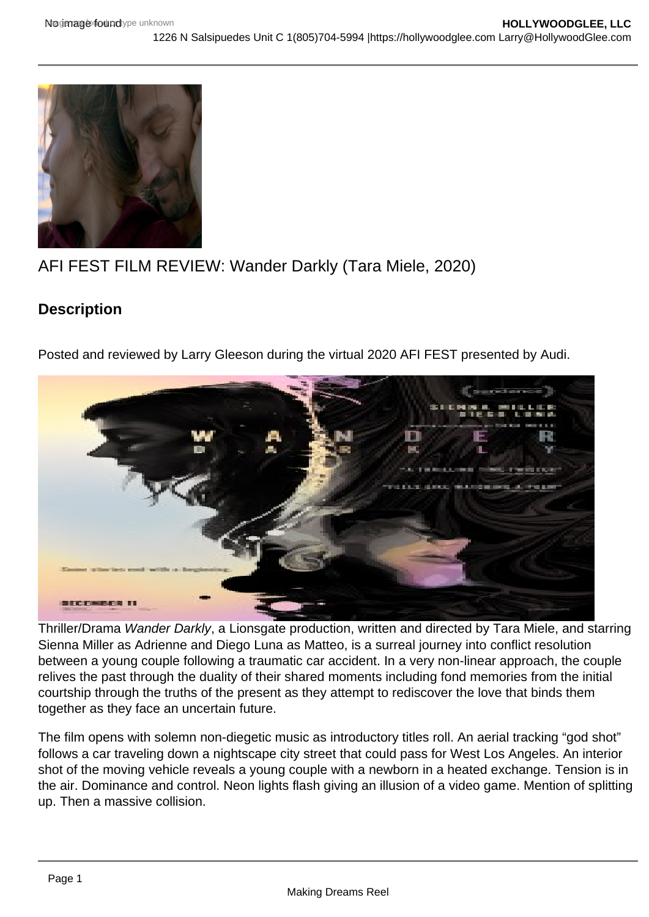# AFI FEST FILM REVIEW: Wander Darkly (Tara Miele, 2020)

## Description

Posted and reviewed by Larry Gleeson during the virtual 2020 AFI FEST presented by Audi.

Thriller/Drama *Wander Darkly*, a Lionsgate production, written and directed by Tara Miele, and starring Sienna Miller as Adrienne and Diego Luna as Matteo, is a surreal journey into conflict resolution between a young couple following a traumatic car accident. In a very non-linear approach, the couple relives the past through the duality of their shared moments including fond memories from the initial courtship through the truths of the present as they attempt to rediscover the love that binds them together as they face an uncertain future.

The film opens with solemn non-diegetic music as introductory titles roll. An aerial tracking "god shot" follows a car traveling down a nightscape city street that could pass for West Los Angeles. An interior shot of the moving vehicle reveals a young couple with a newborn in a heated exchange. Tension is in the air. Dominance and control. Neon lights flash giving an illusion of a video game. Mention of splitting up. Then a massive collision.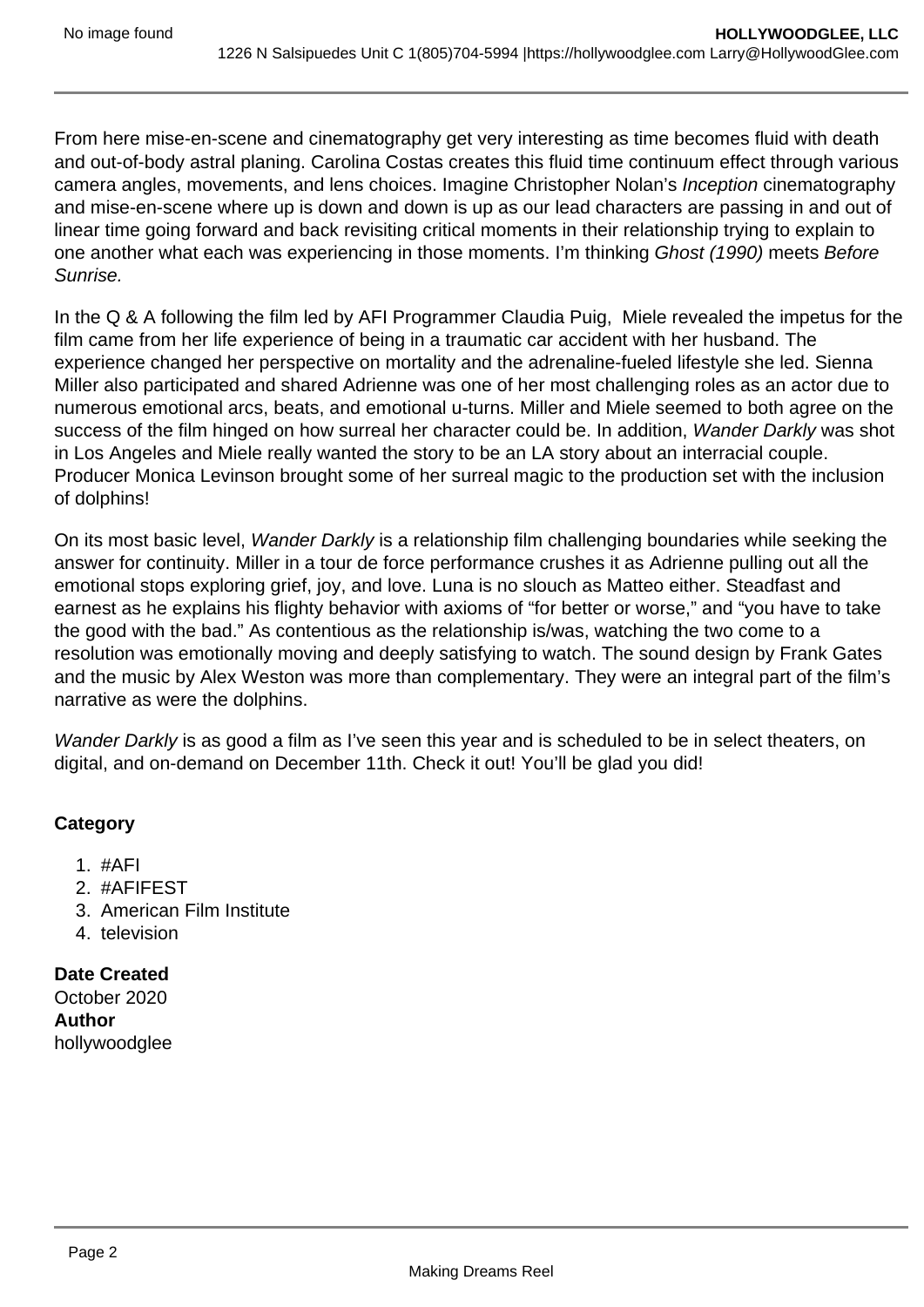From here mise-en-scene and cinematography get very interesting as time becomes fluid with death and out-of-body astral planing. Carolina Costas creates this fluid time continuum effect through various camera angles, movements, and lens choices. Imagine Christopher Nolan's *Inception* cinematography and mise-en-scene where up is down and down is up as our lead characters are passing in and out of linear time going forward and back revisiting critical moments in their relationship trying to explain to one another what each was experiencing in those moments. I'm thinking *Ghost (1990)* meets *Before Sunrise.*

In the Q & A following the film led by AFI Programmer Claudia Puig, Miele revealed the impetus for the film came from her life experience of being in a traumatic car accident with her husband. The experience changed her perspective on mortality and the adrenaline-fueled lifestyle she led. Sienna Miller also participated and shared Adrienne was one of her most challenging roles as an actor due to numerous emotional arcs, beats, and emotional u-turns. Miller and Miele seemed to both agree on the success of the film hinged on how surreal her character could be. In addition, *Wander Darkly* was shot in Los Angeles and Miele really wanted the story to be an LA story about an interracial couple. Producer Monica Levinson brought some of her surreal magic to the production set with the inclusion of dolphins!

On its most basic level, *Wander Darkly* is a relationship film challenging boundaries while seeking the answer for continuity. Miller in a tour de force performance crushes it as Adrienne pulling out all the emotional stops exploring grief, joy, and love. Luna is no slouch as Matteo either. Steadfast and earnest as he explains his flighty behavior with axioms of "for better or worse," and "you have to take the good with the bad." As contentious as the relationship is/was, watching the two come to a resolution was emotionally moving and deeply satisfying to watch. The sound design by Frank Gates and the music by Alex Weston was more than complementary. They were an integral part of the film's narrative as were the dolphins.

*Wander Darkly* is as good a film as I've seen this year and is scheduled to be in select theaters, on digital, and on-demand on December 11th. Check it out! You'll be glad you did!

**Category**

1. #AFI
2. #AFIFEST
3. American Film Institute
4. television

**Date Created**
October 2020
**Author**
hollywoodglee